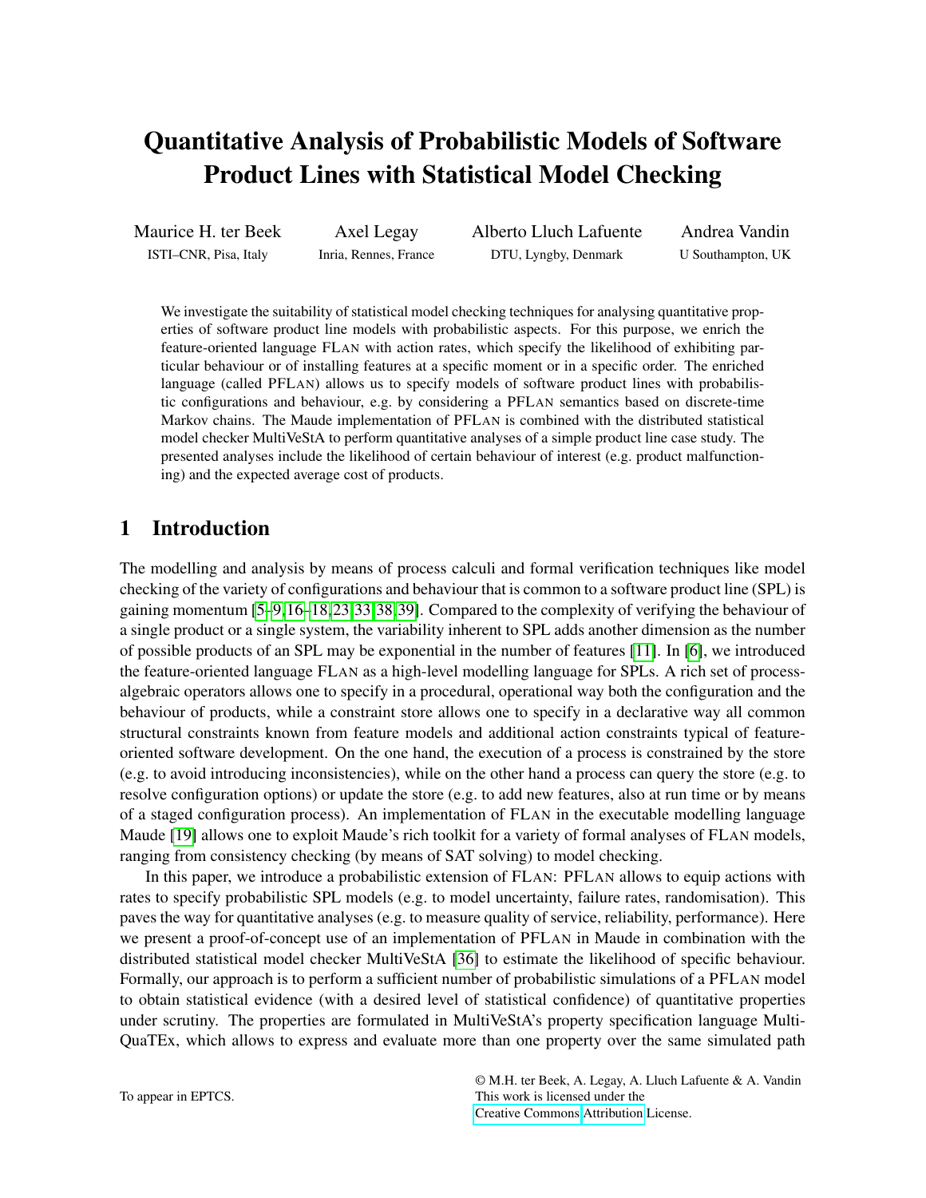# Quantitative Analysis of Probabilistic Models of Software Product Lines with Statistical Model Checking

Maurice H. ter Beek  
ISTI–CNR, Pisa, Italy

Axel Legay  
Inria, Rennes, France

Alberto Lluch Lafuente  
DTU, Lyngby, Denmark

Andrea Vandin  
U Southampton, UK

We investigate the suitability of statistical model checking techniques for analysing quantitative properties of software product line models with probabilistic aspects. For this purpose, we enrich the feature-oriented language FLAN with action rates, which specify the likelihood of exhibiting particular behaviour or of installing features at a specific moment or in a specific order. The enriched language (called PFLAN) allows us to specify models of software product lines with probabilistic configurations and behaviour, e.g. by considering a PFLAN semantics based on discrete-time Markov chains. The Maude implementation of PFLAN is combined with the distributed statistical model checker MultiVeStA to perform quantitative analyses of a simple product line case study. The presented analyses include the likelihood of certain behaviour of interest (e.g. product malfunctioning) and the expected average cost of products.

## 1 Introduction

The modelling and analysis by means of process calculi and formal verification techniques like model checking of the variety of configurations and behaviour that is common to a software product line (SPL) is gaining momentum [5–9,16–18,23,33,38,39]. Compared to the complexity of verifying the behaviour of a single product or a single system, the variability inherent to SPL adds another dimension as the number of possible products of an SPL may be exponential in the number of features [11]. In [6], we introduced the feature-oriented language FLAN as a high-level modelling language for SPLs. A rich set of process-algebraic operators allows one to specify in a procedural, operational way both the configuration and the behaviour of products, while a constraint store allows one to specify in a declarative way all common structural constraints known from feature models and additional action constraints typical of feature-oriented software development. On the one hand, the execution of a process is constrained by the store (e.g. to avoid introducing inconsistencies), while on the other hand a process can query the store (e.g. to resolve configuration options) or update the store (e.g. to add new features, also at run time or by means of a staged configuration process). An implementation of FLAN in the executable modelling language Maude [19] allows one to exploit Maude's rich toolkit for a variety of formal analyses of FLAN models, ranging from consistency checking (by means of SAT solving) to model checking.

In this paper, we introduce a probabilistic extension of FLAN: PFLAN allows to equip actions with rates to specify probabilistic SPL models (e.g. to model uncertainty, failure rates, randomisation). This paves the way for quantitative analyses (e.g. to measure quality of service, reliability, performance). Here we present a proof-of-concept use of an implementation of PFLAN in Maude in combination with the distributed statistical model checker MultiVeStA [36] to estimate the likelihood of specific behaviour. Formally, our approach is to perform a sufficient number of probabilistic simulations of a PFLAN model to obtain statistical evidence (with a desired level of statistical confidence) of quantitative properties under scrutiny. The properties are formulated in MultiVeStA's property specification language MultiQuaTEx, which allows to express and evaluate more than one property over the same simulated path

To appear in EPTCS.

© M.H. ter Beek, A. Legay, A. Lluch Lafuente & A. Vandin  
This work is licensed under the  
Creative Commons Attribution License.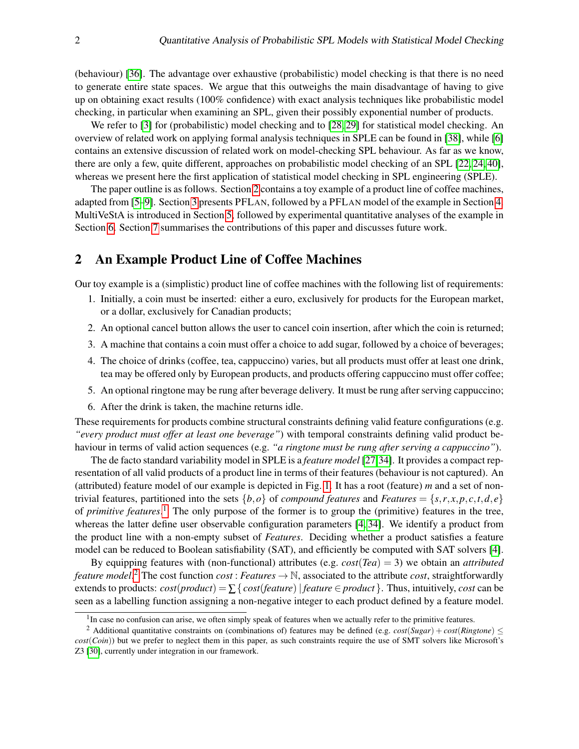(behaviour) [36]. The advantage over exhaustive (probabilistic) model checking is that there is no need to generate entire state spaces. We argue that this outweighs the main disadvantage of having to give up on obtaining exact results (100% confidence) with exact analysis techniques like probabilistic model checking, in particular when examining an SPL, given their possibly exponential number of products.

We refer to [3] for (probabilistic) model checking and to [28, 29] for statistical model checking. An overview of related work on applying formal analysis techniques in SPLE can be found in [38], while [6] contains an extensive discussion of related work on model-checking SPL behaviour. As far as we know, there are only a few, quite different, approaches on probabilistic model checking of an SPL [22, 24, 40], whereas we present here the first application of statistical model checking in SPL engineering (SPLE).

The paper outline is as follows. Section 2 contains a toy example of a product line of coffee machines, adapted from [5–9]. Section 3 presents PFLAN, followed by a PFLAN model of the example in Section 4. MultiVeStA is introduced in Section 5, followed by experimental quantitative analyses of the example in Section 6. Section 7 summarises the contributions of this paper and discusses future work.

## 2 An Example Product Line of Coffee Machines

Our toy example is a (simplistic) product line of coffee machines with the following list of requirements:

1. Initially, a coin must be inserted: either a euro, exclusively for products for the European market, or a dollar, exclusively for Canadian products;
2. An optional cancel button allows the user to cancel coin insertion, after which the coin is returned;
3. A machine that contains a coin must offer a choice to add sugar, followed by a choice of beverages;
4. The choice of drinks (coffee, tea, cappuccino) varies, but all products must offer at least one drink, tea may be offered only by European products, and products offering cappuccino must offer coffee;
5. An optional ringtone may be rung after beverage delivery. It must be rung after serving cappuccino;
6. After the drink is taken, the machine returns idle.

These requirements for products combine structural constraints defining valid feature configurations (e.g. *"every product must offer at least one beverage"*) with temporal constraints defining valid product behaviour in terms of valid action sequences (e.g. *"a ringtone must be rung after serving a cappuccino"*).

The de facto standard variability model in SPLE is a *feature model* [27, 34]. It provides a compact representation of all valid products of a product line in terms of their features (behaviour is not captured). An (attributed) feature model of our example is depicted in Fig. 1. It has a root (feature) $m$ and a set of non-trivial features, partitioned into the sets $\{b, o\}$ of *compound features* and $\mathit{Features} = \{s, r, x, p, c, t, d, e\}$ of *primitive features*.[1] The only purpose of the former is to group the (primitive) features in the tree, whereas the latter define user observable configuration parameters [4, 34]. We identify a product from the product line with a non-empty subset of *Features*. Deciding whether a product satisfies a feature model can be reduced to Boolean satisfiability (SAT), and efficiently be computed with SAT solvers [4].

By equipping features with (non-functional) attributes (e.g. $\mathit{cost}(\mathit{Tea}) = 3$) we obtain an *attributed feature model*.[2] The cost function $\mathit{cost} : \mathit{Features} \to \mathbb{N}$, associated to the attribute *cost*, straightforwardly extends to products: $\mathit{cost}(\mathit{product}) = \sum \{\, \mathit{cost}(\mathit{feature}) \mid \mathit{feature} \in \mathit{product} \,\}$. Thus, intuitively, *cost* can be seen as a labelling function assigning a non-negative integer to each product defined by a feature model.

---

[1] In case no confusion can arise, we often simply speak of features when we actually refer to the primitive features.

[2] Additional quantitative constraints on (combinations of) features may be defined (e.g. $\mathit{cost}(\mathit{Sugar}) + \mathit{cost}(\mathit{Ringtone}) \leq \mathit{cost}(\mathit{Coin})$) but we prefer to neglect them in this paper, as such constraints require the use of SMT solvers like Microsoft's Z3 [30], currently under integration in our framework.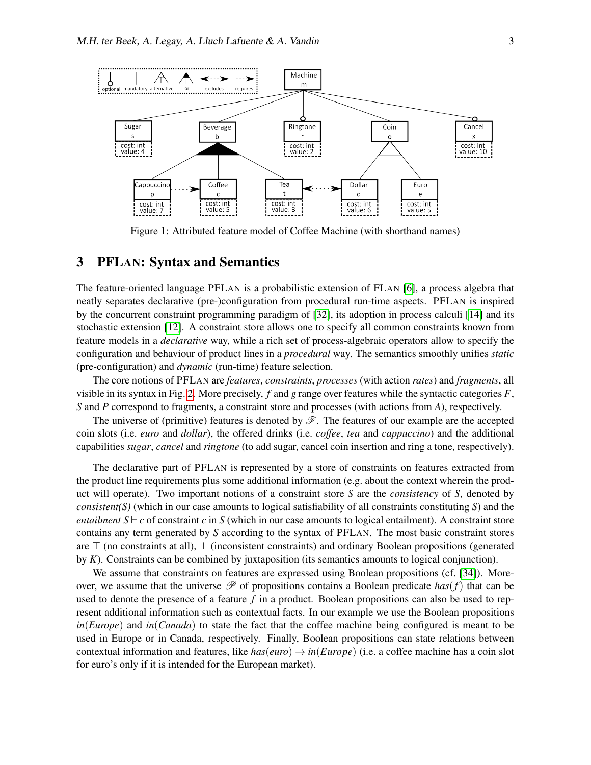Figure 1: Attributed feature model of Coffee Machine (with shorthand names)

## 3 PFLAN: Syntax and Semantics

The feature-oriented language PFLAN is a probabilistic extension of FLAN [6], a process algebra that neatly separates declarative (pre-)configuration from procedural run-time aspects. PFLAN is inspired by the concurrent constraint programming paradigm of [32], its adoption in process calculi [14] and its stochastic extension [12]. A constraint store allows one to specify all common constraints known from feature models in a *declarative* way, while a rich set of process-algebraic operators allow to specify the configuration and behaviour of product lines in a *procedural* way. The semantics smoothly unifies *static* (pre-configuration) and *dynamic* (run-time) feature selection.

The core notions of PFLAN are *features*, *constraints*, *processes* (with action *rates*) and *fragments*, all visible in its syntax in Fig. 2. More precisely, $f$ and $g$ range over features while the syntactic categories $F$, $S$ and $P$ correspond to fragments, a constraint store and processes (with actions from $A$), respectively.

The universe of (primitive) features is denoted by $\mathscr{F}$. The features of our example are the accepted coin slots (i.e. *euro* and *dollar*), the offered drinks (i.e. *coffee*, *tea* and *cappuccino*) and the additional capabilities *sugar*, *cancel* and *ringtone* (to add sugar, cancel coin insertion and ring a tone, respectively).

The declarative part of PFLAN is represented by a store of constraints on features extracted from the product line requirements plus some additional information (e.g. about the context wherein the product will operate). Two important notions of a constraint store $S$ are the *consistency* of $S$, denoted by *consistent(S)* (which in our case amounts to logical satisfiability of all constraints constituting $S$) and the *entailment* $S \vdash c$ of constraint $c$ in $S$ (which in our case amounts to logical entailment). A constraint store contains any term generated by $S$ according to the syntax of PFLAN. The most basic constraint stores are $\top$ (no constraints at all), $\bot$ (inconsistent constraints) and ordinary Boolean propositions (generated by $K$). Constraints can be combined by juxtaposition (its semantics amounts to logical conjunction).

We assume that constraints on features are expressed using Boolean propositions (cf. [34]). Moreover, we assume that the universe $\mathscr{P}$ of propositions contains a Boolean predicate $has(f)$ that can be used to denote the presence of a feature $f$ in a product. Boolean propositions can also be used to represent additional information such as contextual facts. In our example we use the Boolean propositions $in(Europe)$ and $in(Canada)$ to state the fact that the coffee machine being configured is meant to be used in Europe or in Canada, respectively. Finally, Boolean propositions can state relations between contextual information and features, like $has(euro) \rightarrow in(Europe)$ (i.e. a coffee machine has a coin slot for euro's only if it is intended for the European market).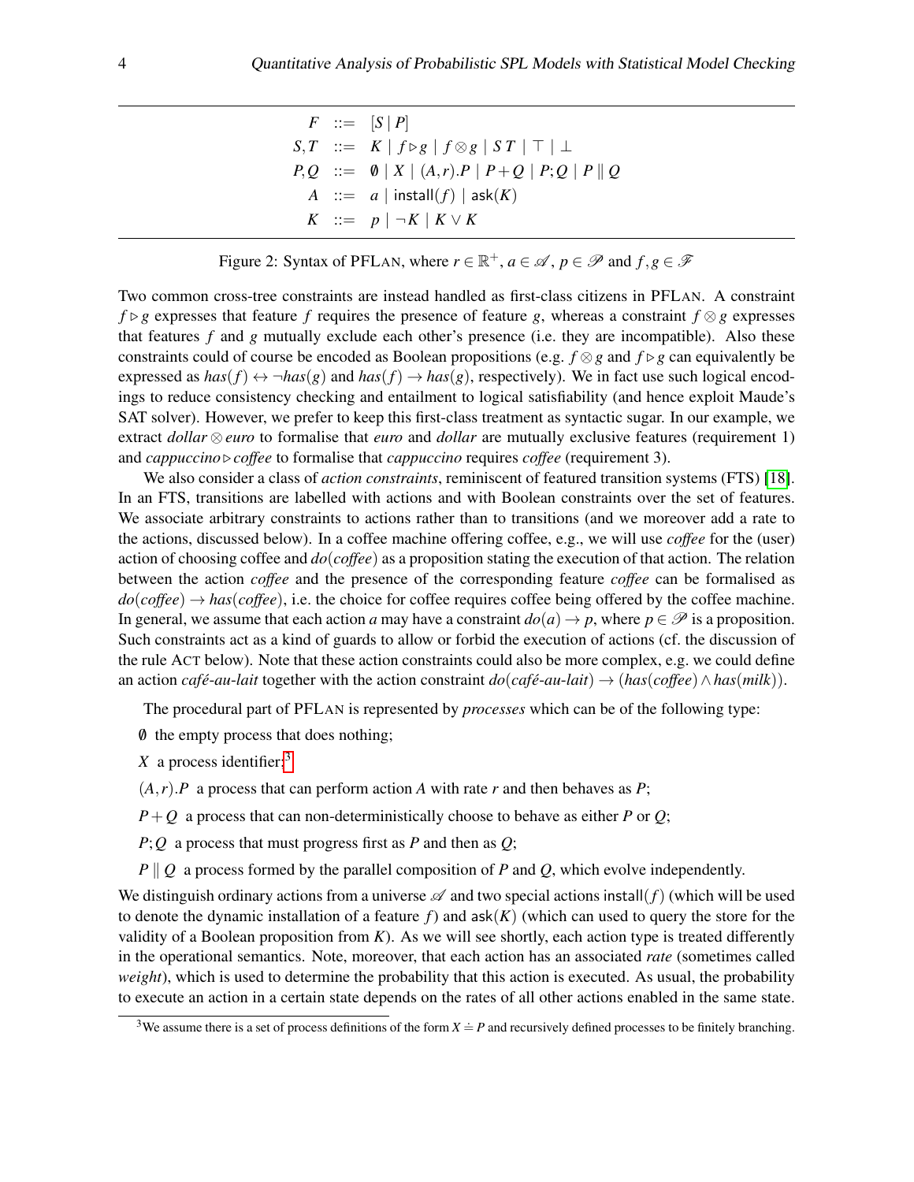$$
\begin{array}{rcl}
F & ::= & [S \mid P] \\
S,T & ::= & K \mid f \triangleright g \mid f \otimes g \mid S\ T \mid \top \mid \bot \\
P,Q & ::= & \emptyset \mid X \mid (A,r).P \mid P+Q \mid P;Q \mid P \parallel Q \\
A & ::= & a \mid \mathsf{install}(f) \mid \mathsf{ask}(K) \\
K & ::= & p \mid \neg K \mid K \vee K
\end{array}
$$

Figure 2: Syntax of PFLAN, where $r \in \mathbb{R}^+$, $a \in \mathscr{A}$, $p \in \mathscr{P}$ and $f, g \in \mathscr{F}$

Two common cross-tree constraints are instead handled as first-class citizens in PFLAN. A constraint $f \triangleright g$ expresses that feature $f$ requires the presence of feature $g$, whereas a constraint $f \otimes g$ expresses that features $f$ and $g$ mutually exclude each other's presence (i.e. they are incompatible). Also these constraints could of course be encoded as Boolean propositions (e.g. $f \otimes g$ and $f \triangleright g$ can equivalently be expressed as $has(f) \leftrightarrow \neg has(g)$ and $has(f) \rightarrow has(g)$, respectively). We in fact use such logical encodings to reduce consistency checking and entailment to logical satisfiability (and hence exploit Maude's SAT solver). However, we prefer to keep this first-class treatment as syntactic sugar. In our example, we extract $dollar \otimes euro$ to formalise that *euro* and *dollar* are mutually exclusive features (requirement 1) and $cappuccino \triangleright coffee$ to formalise that *cappuccino* requires *coffee* (requirement 3).

We also consider a class of *action constraints*, reminiscent of featured transition systems (FTS) [18]. In an FTS, transitions are labelled with actions and with Boolean constraints over the set of features. We associate arbitrary constraints to actions rather than to transitions (and we moreover add a rate to the actions, discussed below). In a coffee machine offering coffee, e.g., we will use *coffee* for the (user) action of choosing coffee and $do(coffee)$ as a proposition stating the execution of that action. The relation between the action *coffee* and the presence of the corresponding feature *coffee* can be formalised as $do(coffee) \rightarrow has(coffee)$, i.e. the choice for coffee requires coffee being offered by the coffee machine. In general, we assume that each action $a$ may have a constraint $do(a) \rightarrow p$, where $p \in \mathscr{P}$ is a proposition. Such constraints act as a kind of guards to allow or forbid the execution of actions (cf. the discussion of the rule ACT below). Note that these action constraints could also be more complex, e.g. we could define an action *café-au-lait* together with the action constraint $do(\textit{café-au-lait}) \rightarrow (has(coffee) \wedge has(milk))$.

The procedural part of PFLAN is represented by *processes* which can be of the following type:

- $\emptyset$ the empty process that does nothing;
- $X$ a process identifier;[3]
- $(A,r).P$ a process that can perform action $A$ with rate $r$ and then behaves as $P$;
- $P+Q$ a process that can non-deterministically choose to behave as either $P$ or $Q$;
- $P;Q$ a process that must progress first as $P$ and then as $Q$;
- $P \parallel Q$ a process formed by the parallel composition of $P$ and $Q$, which evolve independently.

We distinguish ordinary actions from a universe $\mathscr{A}$ and two special actions $\mathsf{install}(f)$ (which will be used to denote the dynamic installation of a feature $f$) and $\mathsf{ask}(K)$ (which can used to query the store for the validity of a Boolean proposition from $K$). As we will see shortly, each action type is treated differently in the operational semantics. Note, moreover, that each action has an associated *rate* (sometimes called *weight*), which is used to determine the probability that this action is executed. As usual, the probability to execute an action in a certain state depends on the rates of all other actions enabled in the same state.

[3] We assume there is a set of process definitions of the form $X \doteq P$ and recursively defined processes to be finitely branching.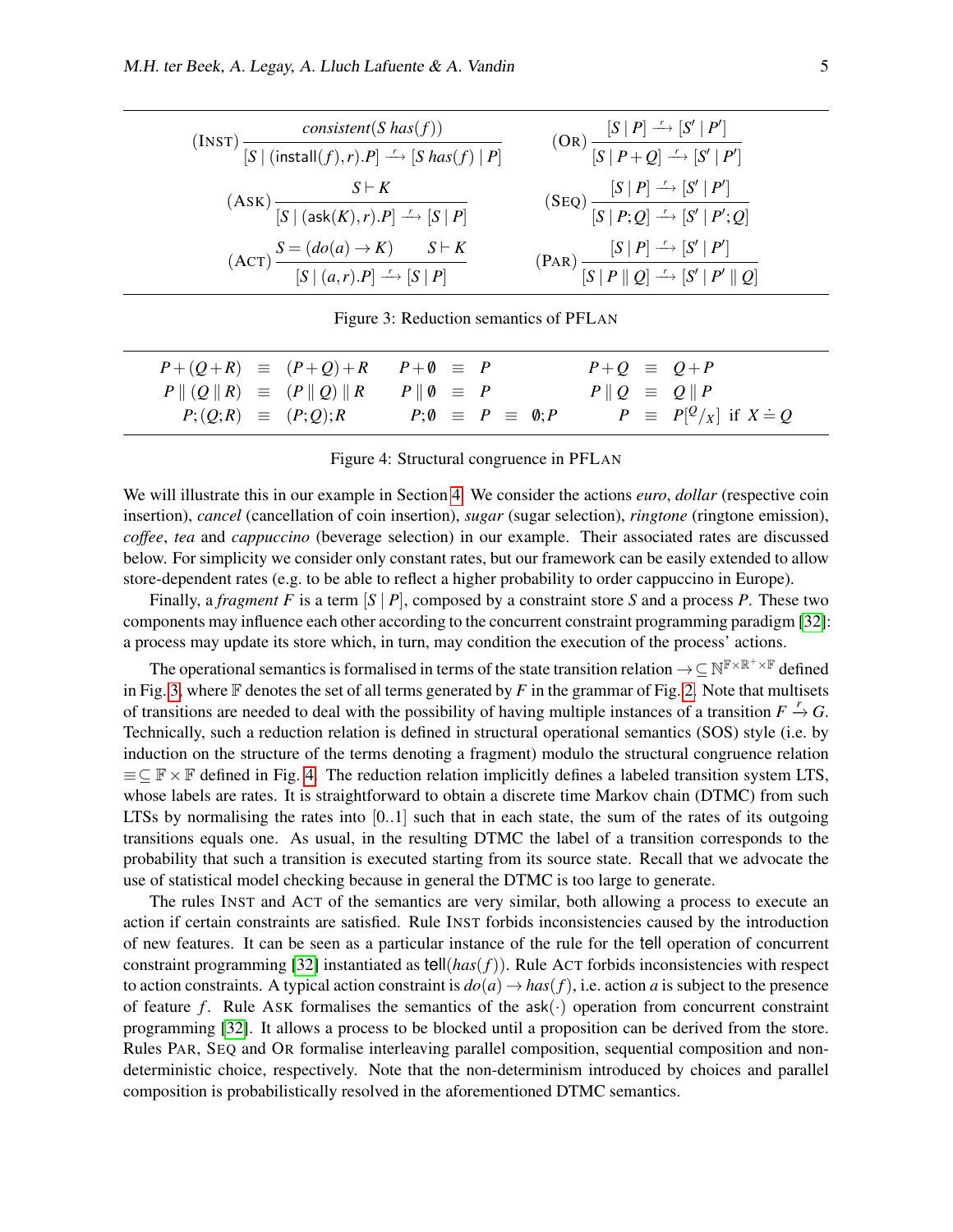$$
(\textsc{Inst})\ \frac{consistent(S\ has(f))}{[S \mid (\mathsf{install}(f),r).P] \xrightarrow{r} [S\ has(f) \mid P]}
\qquad
(\textsc{Or})\ \frac{[S \mid P] \xrightarrow{r} [S' \mid P']}{[S \mid P+Q] \xrightarrow{r} [S' \mid P']}
$$

$$
(\textsc{Ask})\ \frac{S \vdash K}{[S \mid (\mathsf{ask}(K),r).P] \xrightarrow{r} [S \mid P]}
\qquad
(\textsc{Seq})\ \frac{[S \mid P] \xrightarrow{r} [S' \mid P']}{[S \mid P;Q] \xrightarrow{r} [S' \mid P';Q]}
$$

$$
(\textsc{Act})\ \frac{S = (do(a) \rightarrow K) \qquad S \vdash K}{[S \mid (a,r).P] \xrightarrow{r} [S \mid P]}
\qquad
(\textsc{Par})\ \frac{[S \mid P] \xrightarrow{r} [S' \mid P']}{[S \mid P \parallel Q] \xrightarrow{r} [S' \mid P' \parallel Q]}
$$

Figure 3: Reduction semantics of PFLAN

$$
\begin{array}{llllllll}
P+(Q+R) & \equiv & (P+Q)+R & P+\emptyset \equiv P & & P+Q & \equiv & Q+P \\
P \parallel (Q \parallel R) & \equiv & (P \parallel Q) \parallel R & P \parallel \emptyset \equiv P & & P \parallel Q & \equiv & Q \parallel P \\
P;(Q;R) & \equiv & (P;Q);R & P;\emptyset \equiv P \equiv \emptyset;P & & P & \equiv & P[^{Q}/_{X}] \text{ if } X \doteq Q
\end{array}
$$

Figure 4: Structural congruence in PFLAN

We will illustrate this in our example in Section 4. We consider the actions *euro*, *dollar* (respective coin insertion), *cancel* (cancellation of coin insertion), *sugar* (sugar selection), *ringtone* (ringtone emission), *coffee*, *tea* and *cappuccino* (beverage selection) in our example. Their associated rates are discussed below. For simplicity we consider only constant rates, but our framework can be easily extended to allow store-dependent rates (e.g. to be able to reflect a higher probability to order cappuccino in Europe).

Finally, a *fragment* $F$ is a term $[S \mid P]$, composed by a constraint store $S$ and a process $P$. These two components may influence each other according to the concurrent constraint programming paradigm [32]: a process may update its store which, in turn, may condition the execution of the process' actions.

The operational semantics is formalised in terms of the state transition relation $\rightarrow \subseteq \mathbb{N}^{\mathbb{F}\times\mathbb{R}^{+}\times\mathbb{F}}$ defined in Fig. 3, where $\mathbb{F}$ denotes the set of all terms generated by $F$ in the grammar of Fig. 2. Note that multisets of transitions are needed to deal with the possibility of having multiple instances of a transition $F \xrightarrow{r} G$. Technically, such a reduction relation is defined in structural operational semantics (SOS) style (i.e. by induction on the structure of the terms denoting a fragment) modulo the structural congruence relation $\equiv \subseteq \mathbb{F}\times\mathbb{F}$ defined in Fig. 4. The reduction relation implicitly defines a labeled transition system LTS, whose labels are rates. It is straightforward to obtain a discrete time Markov chain (DTMC) from such LTSs by normalising the rates into $[0..1]$ such that in each state, the sum of the rates of its outgoing transitions equals one. As usual, in the resulting DTMC the label of a transition corresponds to the probability that such a transition is executed starting from its source state. Recall that we advocate the use of statistical model checking because in general the DTMC is too large to generate.

The rules INST and ACT of the semantics are very similar, both allowing a process to execute an action if certain constraints are satisfied. Rule INST forbids inconsistencies caused by the introduction of new features. It can be seen as a particular instance of the rule for the tell operation of concurrent constraint programming [32] instantiated as $\mathsf{tell}(has(f))$. Rule ACT forbids inconsistencies with respect to action constraints. A typical action constraint is $do(a) \rightarrow has(f)$, i.e. action $a$ is subject to the presence of feature $f$. Rule ASK formalises the semantics of the $\mathsf{ask}(\cdot)$ operation from concurrent constraint programming [32]. It allows a process to be blocked until a proposition can be derived from the store. Rules PAR, SEQ and OR formalise interleaving parallel composition, sequential composition and non-deterministic choice, respectively. Note that the non-determinism introduced by choices and parallel composition is probabilistically resolved in the aforementioned DTMC semantics.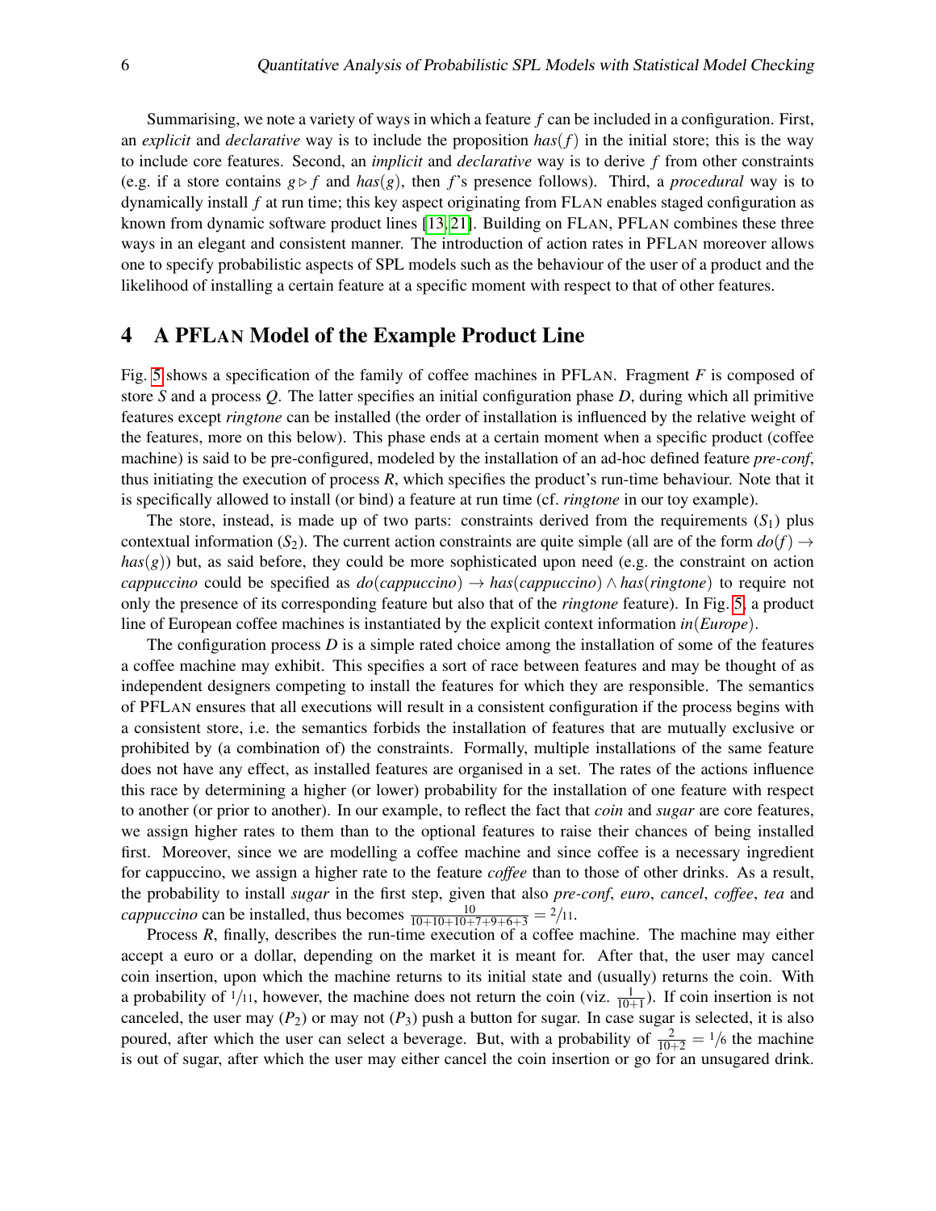Summarising, we note a variety of ways in which a feature $f$ can be included in a configuration. First, an *explicit* and *declarative* way is to include the proposition $has(f)$ in the initial store; this is the way to include core features. Second, an *implicit* and *declarative* way is to derive $f$ from other constraints (e.g. if a store contains $g \triangleright f$ and $has(g)$, then $f$'s presence follows). Third, a *procedural* way is to dynamically install $f$ at run time; this key aspect originating from FLAN enables staged configuration as known from dynamic software product lines [13, 21]. Building on FLAN, PFLAN combines these three ways in an elegant and consistent manner. The introduction of action rates in PFLAN moreover allows one to specify probabilistic aspects of SPL models such as the behaviour of the user of a product and the likelihood of installing a certain feature at a specific moment with respect to that of other features.

## 4 A PFLAN Model of the Example Product Line

Fig. 5 shows a specification of the family of coffee machines in PFLAN. Fragment $F$ is composed of store $S$ and a process $Q$. The latter specifies an initial configuration phase $D$, during which all primitive features except *ringtone* can be installed (the order of installation is influenced by the relative weight of the features, more on this below). This phase ends at a certain moment when a specific product (coffee machine) is said to be pre-configured, modeled by the installation of an ad-hoc defined feature *pre-conf*, thus initiating the execution of process $R$, which specifies the product's run-time behaviour. Note that it is specifically allowed to install (or bind) a feature at run time (cf. *ringtone* in our toy example).

The store, instead, is made up of two parts: constraints derived from the requirements ($S_1$) plus contextual information ($S_2$). The current action constraints are quite simple (all are of the form $do(f) \rightarrow has(g)$) but, as said before, they could be more sophisticated upon need (e.g. the constraint on action *cappuccino* could be specified as $do(cappuccino) \rightarrow has(cappuccino) \wedge has(ringtone)$ to require not only the presence of its corresponding feature but also that of the *ringtone* feature). In Fig. 5, a product line of European coffee machines is instantiated by the explicit context information $in(Europe)$.

The configuration process $D$ is a simple rated choice among the installation of some of the features a coffee machine may exhibit. This specifies a sort of race between features and may be thought of as independent designers competing to install the features for which they are responsible. The semantics of PFLAN ensures that all executions will result in a consistent configuration if the process begins with a consistent store, i.e. the semantics forbids the installation of features that are mutually exclusive or prohibited by (a combination of) the constraints. Formally, multiple installations of the same feature does not have any effect, as installed features are organised in a set. The rates of the actions influence this race by determining a higher (or lower) probability for the installation of one feature with respect to another (or prior to another). In our example, to reflect the fact that *coin* and *sugar* are core features, we assign higher rates to them than to the optional features to raise their chances of being installed first. Moreover, since we are modelling a coffee machine and since coffee is a necessary ingredient for cappuccino, we assign a higher rate to the feature *coffee* than to those of other drinks. As a result, the probability to install *sugar* in the first step, given that also *pre-conf*, *euro*, *cancel*, *coffee*, *tea* and *cappuccino* can be installed, thus becomes $\frac{10}{10+10+10+7+9+6+3} = {}^{2}/_{11}$.

Process $R$, finally, describes the run-time execution of a coffee machine. The machine may either accept a euro or a dollar, depending on the market it is meant for. After that, the user may cancel coin insertion, upon which the machine returns to its initial state and (usually) returns the coin. With a probability of ${}^{1}/_{11}$, however, the machine does not return the coin (viz. $\frac{1}{10+1}$). If coin insertion is not canceled, the user may ($P_2$) or may not ($P_3$) push a button for sugar. In case sugar is selected, it is also poured, after which the user can select a beverage. But, with a probability of $\frac{2}{10+2} = {}^{1}/_{6}$ the machine is out of sugar, after which the user may either cancel the coin insertion or go for an unsugared drink.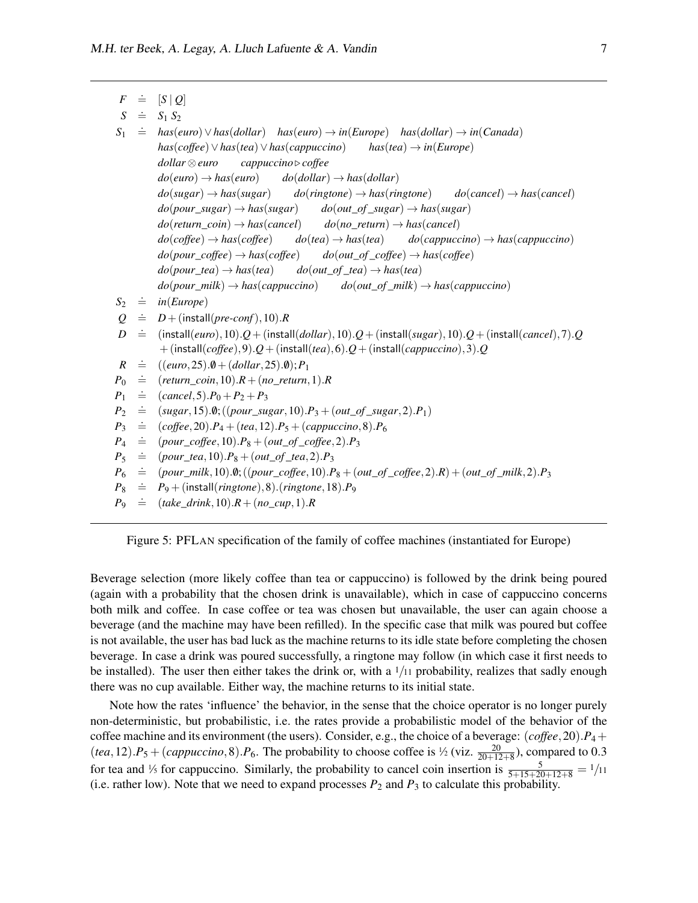$$
\begin{array}{rcl}
F & \doteq & [S \mid Q] \\
S & \doteq & S_1\ S_2 \\
S_1 & \doteq & \mathit{has}(\mathit{euro}) \vee \mathit{has}(\mathit{dollar}) \quad \mathit{has}(\mathit{euro}) \rightarrow \mathit{in}(\mathit{Europe}) \quad \mathit{has}(\mathit{dollar}) \rightarrow \mathit{in}(\mathit{Canada}) \\
& & \mathit{has}(\mathit{coffee}) \vee \mathit{has}(\mathit{tea}) \vee \mathit{has}(\mathit{cappuccino}) \qquad \mathit{has}(\mathit{tea}) \rightarrow \mathit{in}(\mathit{Europe}) \\
& & \mathit{dollar} \otimes \mathit{euro} \qquad \mathit{cappuccino} \triangleright \mathit{coffee} \\
& & \mathit{do}(\mathit{euro}) \rightarrow \mathit{has}(\mathit{euro}) \qquad \mathit{do}(\mathit{dollar}) \rightarrow \mathit{has}(\mathit{dollar}) \\
& & \mathit{do}(\mathit{sugar}) \rightarrow \mathit{has}(\mathit{sugar}) \qquad \mathit{do}(\mathit{ringtone}) \rightarrow \mathit{has}(\mathit{ringtone}) \qquad \mathit{do}(\mathit{cancel}) \rightarrow \mathit{has}(\mathit{cancel}) \\
& & \mathit{do}(\mathit{pour\_sugar}) \rightarrow \mathit{has}(\mathit{sugar}) \qquad \mathit{do}(\mathit{out\_of\_sugar}) \rightarrow \mathit{has}(\mathit{sugar}) \\
& & \mathit{do}(\mathit{return\_coin}) \rightarrow \mathit{has}(\mathit{cancel}) \qquad \mathit{do}(\mathit{no\_return}) \rightarrow \mathit{has}(\mathit{cancel}) \\
& & \mathit{do}(\mathit{coffee}) \rightarrow \mathit{has}(\mathit{coffee}) \qquad \mathit{do}(\mathit{tea}) \rightarrow \mathit{has}(\mathit{tea}) \qquad \mathit{do}(\mathit{cappuccino}) \rightarrow \mathit{has}(\mathit{cappuccino}) \\
& & \mathit{do}(\mathit{pour\_coffee}) \rightarrow \mathit{has}(\mathit{coffee}) \qquad \mathit{do}(\mathit{out\_of\_coffee}) \rightarrow \mathit{has}(\mathit{coffee}) \\
& & \mathit{do}(\mathit{pour\_tea}) \rightarrow \mathit{has}(\mathit{tea}) \qquad \mathit{do}(\mathit{out\_of\_tea}) \rightarrow \mathit{has}(\mathit{tea}) \\
& & \mathit{do}(\mathit{pour\_milk}) \rightarrow \mathit{has}(\mathit{cappuccino}) \qquad \mathit{do}(\mathit{out\_of\_milk}) \rightarrow \mathit{has}(\mathit{cappuccino}) \\
S_2 & \doteq & \mathit{in}(\mathit{Europe}) \\
Q & \doteq & D + (\mathsf{install}(\mathit{pre\text{-}conf}), 10).R \\
D & \doteq & (\mathsf{install}(\mathit{euro}), 10).Q + (\mathsf{install}(\mathit{dollar}), 10).Q + (\mathsf{install}(\mathit{sugar}), 10).Q + (\mathsf{install}(\mathit{cancel}), 7).Q \\
& & +\,(\mathsf{install}(\mathit{coffee}), 9).Q + (\mathsf{install}(\mathit{tea}), 6).Q + (\mathsf{install}(\mathit{cappuccino}), 3).Q \\
R & \doteq & ((\mathit{euro}, 25).\emptyset + (\mathit{dollar}, 25).\emptyset); P_1 \\
P_0 & \doteq & (\mathit{return\_coin}, 10).R + (\mathit{no\_return}, 1).R \\
P_1 & \doteq & (\mathit{cancel}, 5).P_0 + P_2 + P_3 \\
P_2 & \doteq & (\mathit{sugar}, 15).\emptyset; ((\mathit{pour\_sugar}, 10).P_3 + (\mathit{out\_of\_sugar}, 2).P_1) \\
P_3 & \doteq & (\mathit{coffee}, 20).P_4 + (\mathit{tea}, 12).P_5 + (\mathit{cappuccino}, 8).P_6 \\
P_4 & \doteq & (\mathit{pour\_coffee}, 10).P_8 + (\mathit{out\_of\_coffee}, 2).P_3 \\
P_5 & \doteq & (\mathit{pour\_tea}, 10).P_8 + (\mathit{out\_of\_tea}, 2).P_3 \\
P_6 & \doteq & (\mathit{pour\_milk}, 10).\emptyset; ((\mathit{pour\_coffee}, 10).P_8 + (\mathit{out\_of\_coffee}, 2).R) + (\mathit{out\_of\_milk}, 2).P_3 \\
P_8 & \doteq & P_9 + (\mathsf{install}(\mathit{ringtone}), 8).(\mathit{ringtone}, 18).P_9 \\
P_9 & \doteq & (\mathit{take\_drink}, 10).R + (\mathit{no\_cup}, 1).R
\end{array}
$$

Figure 5: PFLAN specification of the family of coffee machines (instantiated for Europe)

Beverage selection (more likely coffee than tea or cappuccino) is followed by the drink being poured (again with a probability that the chosen drink is unavailable), which in case of cappuccino concerns both milk and coffee. In case coffee or tea was chosen but unavailable, the user can again choose a beverage (and the machine may have been refilled). In the specific case that milk was poured but coffee is not available, the user has bad luck as the machine returns to its idle state before completing the chosen beverage. In case a drink was poured successfully, a ringtone may follow (in which case it first needs to be installed). The user then either takes the drink or, with a $1/11$ probability, realizes that sadly enough there was no cup available. Either way, the machine returns to its initial state.

Note how the rates 'influence' the behavior, in the sense that the choice operator is no longer purely non-deterministic, but probabilistic, i.e. the rates provide a probabilistic model of the behavior of the coffee machine and its environment (the users). Consider, e.g., the choice of a beverage: $(\mathit{coffee}, 20).P_4 + (\mathit{tea}, 12).P_5 + (\mathit{cappuccino}, 8).P_6$. The probability to choose coffee is ½ (viz. $\frac{20}{20+12+8}$), compared to 0.3 for tea and ⅕ for cappuccino. Similarly, the probability to cancel coin insertion is $\frac{5}{5+15+20+12+8} = 1/11$ (i.e. rather low). Note that we need to expand processes $P_2$ and $P_3$ to calculate this probability.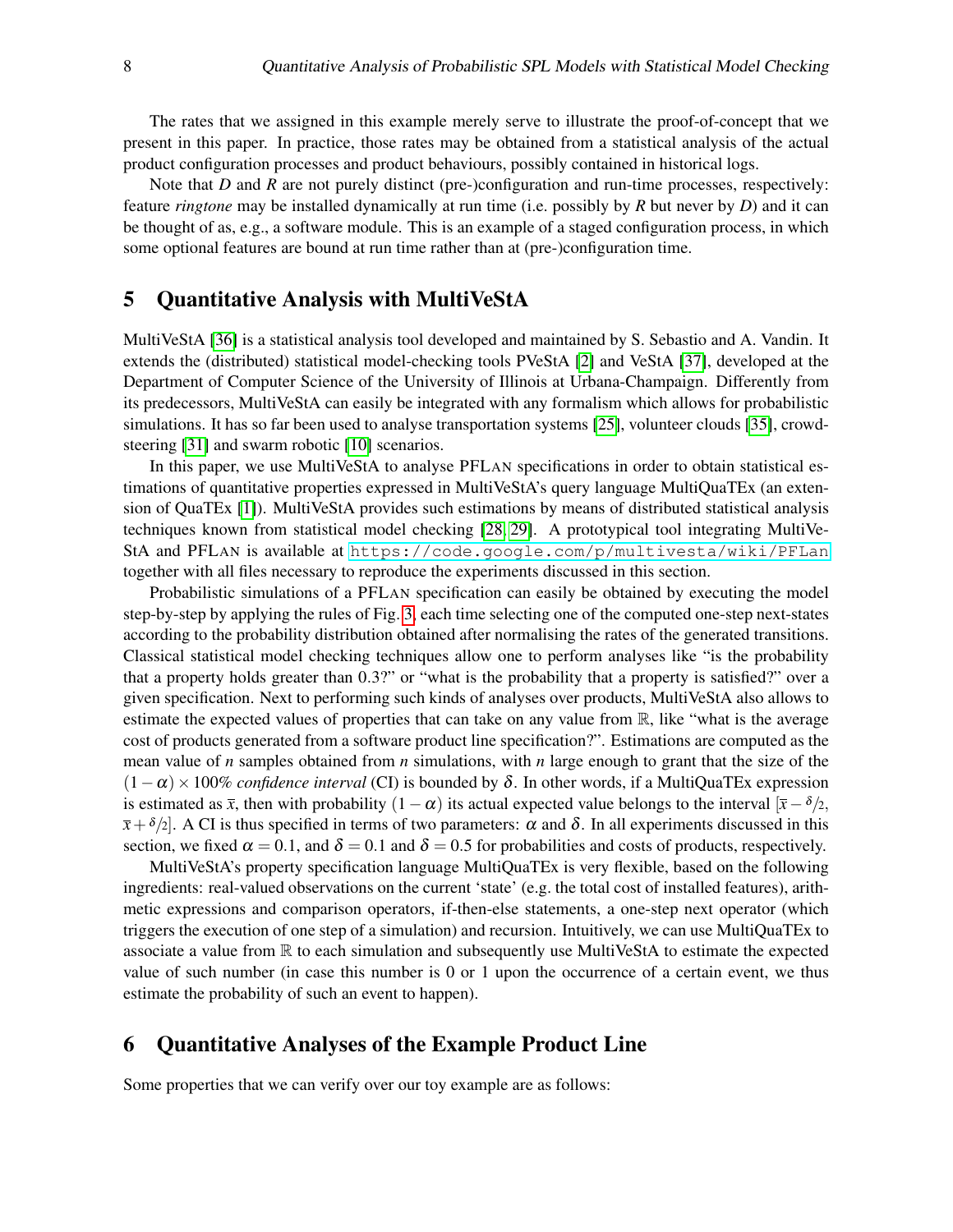The rates that we assigned in this example merely serve to illustrate the proof-of-concept that we present in this paper. In practice, those rates may be obtained from a statistical analysis of the actual product configuration processes and product behaviours, possibly contained in historical logs.

Note that $D$ and $R$ are not purely distinct (pre-)configuration and run-time processes, respectively: feature *ringtone* may be installed dynamically at run time (i.e. possibly by $R$ but never by $D$) and it can be thought of as, e.g., a software module. This is an example of a staged configuration process, in which some optional features are bound at run time rather than at (pre-)configuration time.

## 5 Quantitative Analysis with MultiVeStA

MultiVeStA [36] is a statistical analysis tool developed and maintained by S. Sebastio and A. Vandin. It extends the (distributed) statistical model-checking tools PVeStA [2] and VeStA [37], developed at the Department of Computer Science of the University of Illinois at Urbana-Champaign. Differently from its predecessors, MultiVeStA can easily be integrated with any formalism which allows for probabilistic simulations. It has so far been used to analyse transportation systems [25], volunteer clouds [35], crowd-steering [31] and swarm robotic [10] scenarios.

In this paper, we use MultiVeStA to analyse PFLAN specifications in order to obtain statistical estimations of quantitative properties expressed in MultiVeStA's query language MultiQuaTEx (an extension of QuaTEx [1]). MultiVeStA provides such estimations by means of distributed statistical analysis techniques known from statistical model checking [28, 29]. A prototypical tool integrating MultiVeStA and PFLAN is available at https://code.google.com/p/multivesta/wiki/PFLan together with all files necessary to reproduce the experiments discussed in this section.

Probabilistic simulations of a PFLAN specification can easily be obtained by executing the model step-by-step by applying the rules of Fig. 3, each time selecting one of the computed one-step next-states according to the probability distribution obtained after normalising the rates of the generated transitions. Classical statistical model checking techniques allow one to perform analyses like "is the probability that a property holds greater than 0.3?" or "what is the probability that a property is satisfied?" over a given specification. Next to performing such kinds of analyses over products, MultiVeStA also allows to estimate the expected values of properties that can take on any value from $\mathbb{R}$, like "what is the average cost of products generated from a software product line specification?". Estimations are computed as the mean value of $n$ samples obtained from $n$ simulations, with $n$ large enough to grant that the size of the $(1-\alpha)\times 100\%$ *confidence interval* (CI) is bounded by $\delta$. In other words, if a MultiQuaTEx expression is estimated as $\bar{x}$, then with probability $(1-\alpha)$ its actual expected value belongs to the interval $[\bar{x}-\delta/2, \bar{x}+\delta/2]$. A CI is thus specified in terms of two parameters: $\alpha$ and $\delta$. In all experiments discussed in this section, we fixed $\alpha = 0.1$, and $\delta = 0.1$ and $\delta = 0.5$ for probabilities and costs of products, respectively.

MultiVeStA's property specification language MultiQuaTEx is very flexible, based on the following ingredients: real-valued observations on the current 'state' (e.g. the total cost of installed features), arithmetic expressions and comparison operators, if-then-else statements, a one-step next operator (which triggers the execution of one step of a simulation) and recursion. Intuitively, we can use MultiQuaTEx to associate a value from $\mathbb{R}$ to each simulation and subsequently use MultiVeStA to estimate the expected value of such number (in case this number is 0 or 1 upon the occurrence of a certain event, we thus estimate the probability of such an event to happen).

## 6 Quantitative Analyses of the Example Product Line

Some properties that we can verify over our toy example are as follows: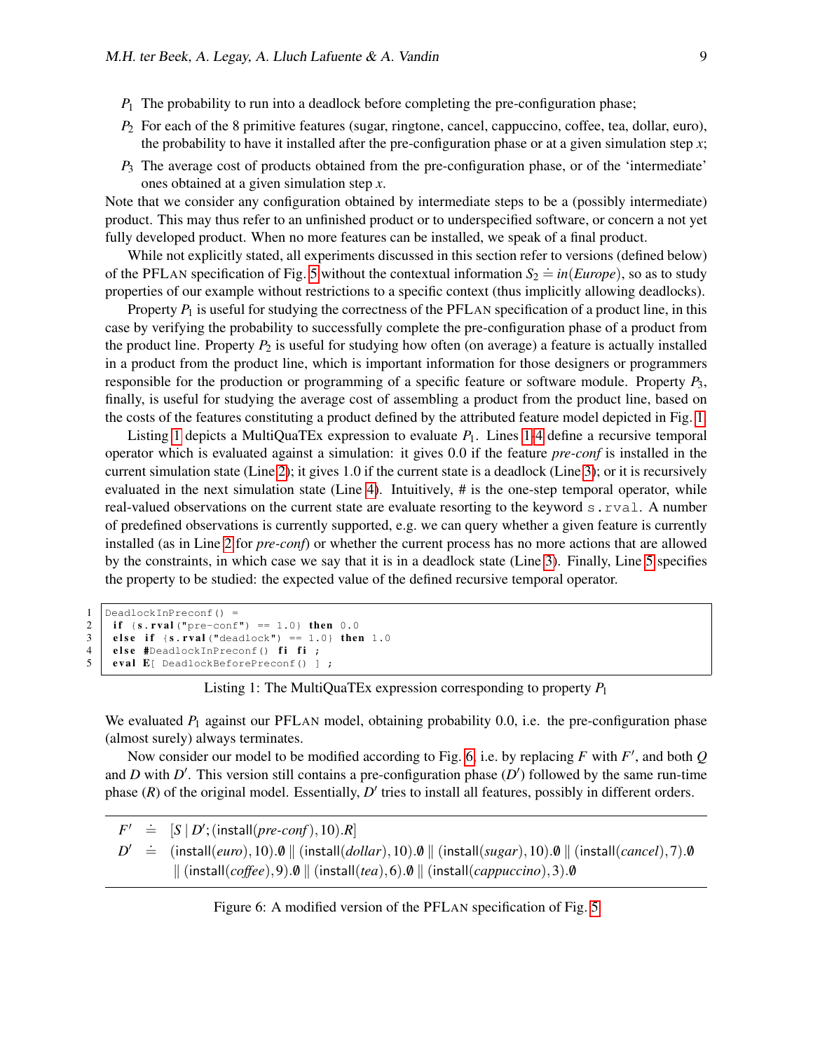$P_1$ The probability to run into a deadlock before completing the pre-configuration phase;

$P_2$ For each of the 8 primitive features (sugar, ringtone, cancel, cappuccino, coffee, tea, dollar, euro), the probability to have it installed after the pre-configuration phase or at a given simulation step $x$;

$P_3$ The average cost of products obtained from the pre-configuration phase, or of the 'intermediate' ones obtained at a given simulation step $x$.

Note that we consider any configuration obtained by intermediate steps to be a (possibly intermediate) product. This may thus refer to an unfinished product or to underspecified software, or concern a not yet fully developed product. When no more features can be installed, we speak of a final product.

While not explicitly stated, all experiments discussed in this section refer to versions (defined below) of the PFLAN specification of Fig. 5 without the contextual information $S_2 \doteq in(Europe)$, so as to study properties of our example without restrictions to a specific context (thus implicitly allowing deadlocks).

Property $P_1$ is useful for studying the correctness of the PFLAN specification of a product line, in this case by verifying the probability to successfully complete the pre-configuration phase of a product from the product line. Property $P_2$ is useful for studying how often (on average) a feature is actually installed in a product from the product line, which is important information for those designers or programmers responsible for the production or programming of a specific feature or software module. Property $P_3$, finally, is useful for studying the average cost of assembling a product from the product line, based on the costs of the features constituting a product defined by the attributed feature model depicted in Fig. 1.

Listing 1 depicts a MultiQuaTEx expression to evaluate $P_1$. Lines 1–4 define a recursive temporal operator which is evaluated against a simulation: it gives 0.0 if the feature *pre-conf* is installed in the current simulation state (Line 2); it gives 1.0 if the current state is a deadlock (Line 3); or it is recursively evaluated in the next simulation state (Line 4). Intuitively, # is the one-step temporal operator, while real-valued observations on the current state are evaluate resorting to the keyword `s.rval`. A number of predefined observations is currently supported, e.g. we can query whether a given feature is currently installed (as in Line 2 for *pre-conf*) or whether the current process has no more actions that are allowed by the constraints, in which case we say that it is in a deadlock state (Line 3). Finally, Line 5 specifies the property to be studied: the expected value of the defined recursive temporal operator.

```
1 DeadlockInPreconf() =
2   if {s.rval("pre-conf") == 1.0} then 0.0
3   else if {s.rval("deadlock") == 1.0} then 1.0
4   else #DeadlockInPreconf() fi fi ;
5   eval E[ DeadlockBeforePreconf() ] ;
```

Listing 1: The MultiQuaTEx expression corresponding to property $P_1$

We evaluated $P_1$ against our PFLAN model, obtaining probability 0.0, i.e. the pre-configuration phase (almost surely) always terminates.

Now consider our model to be modified according to Fig. 6, i.e. by replacing $F$ with $F'$, and both $Q$ and $D$ with $D'$. This version still contains a pre-configuration phase ($D'$) followed by the same run-time phase ($R$) of the original model. Essentially, $D'$ tries to install all features, possibly in different orders.

$$
\begin{aligned}
F' &\doteq [S \mid D'; (\mathsf{install}(\mathit{pre\text{-}conf}), 10).R] \\
D' &\doteq (\mathsf{install}(\mathit{euro}), 10).\emptyset \parallel (\mathsf{install}(\mathit{dollar}), 10).\emptyset \parallel (\mathsf{install}(\mathit{sugar}), 10).\emptyset \parallel (\mathsf{install}(\mathit{cancel}), 7).\emptyset \\
&\quad \parallel (\mathsf{install}(\mathit{coffee}), 9).\emptyset \parallel (\mathsf{install}(\mathit{tea}), 6).\emptyset \parallel (\mathsf{install}(\mathit{cappuccino}), 3).\emptyset
\end{aligned}
$$

Figure 6: A modified version of the PFLAN specification of Fig. 5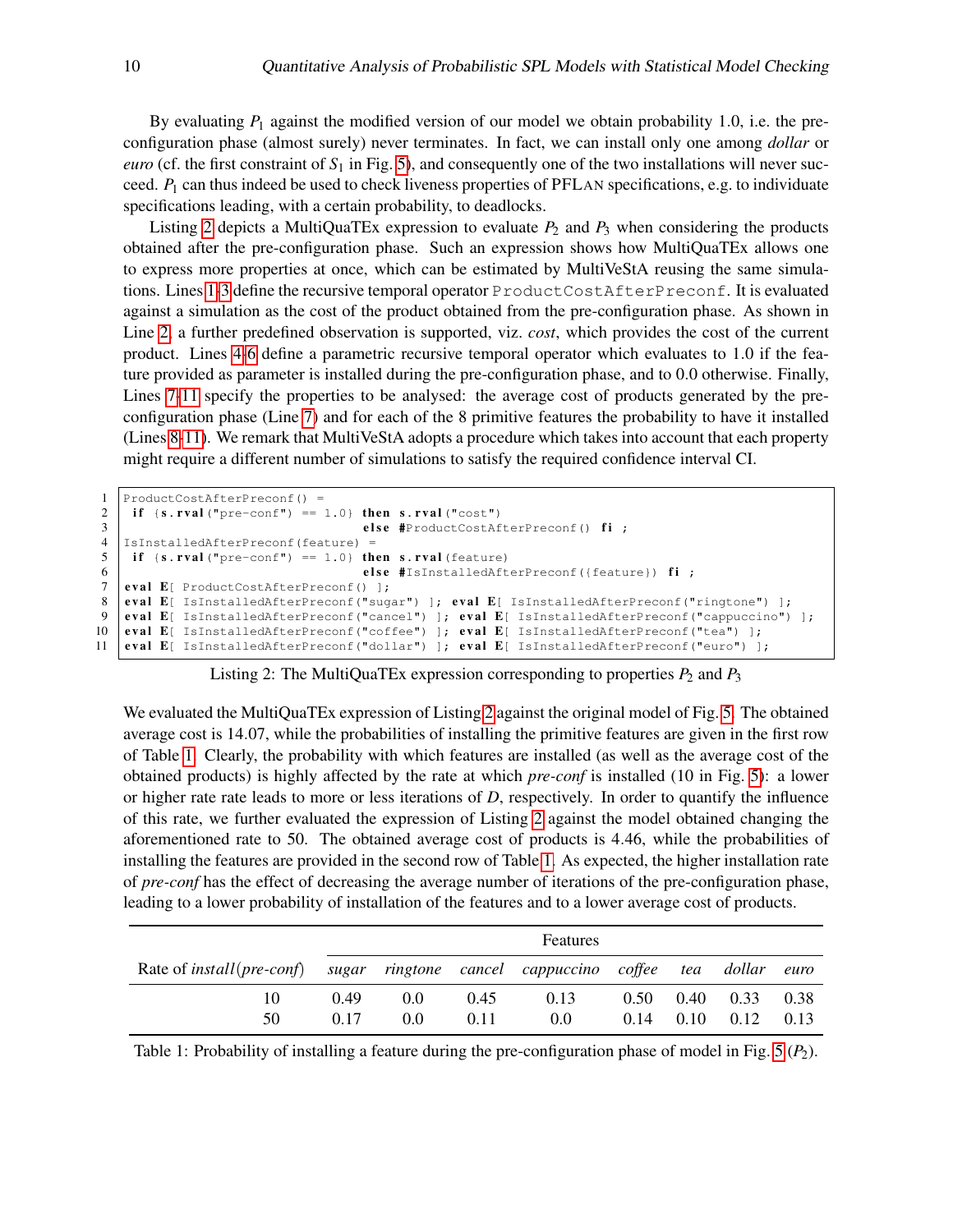By evaluating $P_1$ against the modified version of our model we obtain probability 1.0, i.e. the pre-configuration phase (almost surely) never terminates. In fact, we can install only one among *dollar* or *euro* (cf. the first constraint of $S_1$ in Fig. 5), and consequently one of the two installations will never succeed. $P_1$ can thus indeed be used to check liveness properties of PFLAN specifications, e.g. to individuate specifications leading, with a certain probability, to deadlocks.

Listing 2 depicts a MultiQuaTEx expression to evaluate $P_2$ and $P_3$ when considering the products obtained after the pre-configuration phase. Such an expression shows how MultiQuaTEx allows one to express more properties at once, which can be estimated by MultiVeStA reusing the same simulations. Lines 1-3 define the recursive temporal operator `ProductCostAfterPreconf`. It is evaluated against a simulation as the cost of the product obtained from the pre-configuration phase. As shown in Line 2, a further predefined observation is supported, viz. *cost*, which provides the cost of the current product. Lines 4-6 define a parametric recursive temporal operator which evaluates to 1.0 if the feature provided as parameter is installed during the pre-configuration phase, and to 0.0 otherwise. Finally, Lines 7-11 specify the properties to be analysed: the average cost of products generated by the pre-configuration phase (Line 7) and for each of the 8 primitive features the probability to have it installed (Lines 8-11). We remark that MultiVeStA adopts a procedure which takes into account that each property might require a different number of simulations to satisfy the required confidence interval CI.

```
1  ProductCostAfterPreconf() =
2   if {s.rval("pre-conf") == 1.0} then s.rval("cost")
3                                  else #ProductCostAfterPreconf() fi ;
4  IsInstalledAfterPreconf(feature) =
5   if {s.rval("pre-conf") == 1.0} then s.rval(feature)
6                                  else #IsInstalledAfterPreconf({feature}) fi ;
7  eval E[ ProductCostAfterPreconf() ];
8  eval E[ IsInstalledAfterPreconf("sugar") ]; eval E[ IsInstalledAfterPreconf("ringtone") ];
9  eval E[ IsInstalledAfterPreconf("cancel") ]; eval E[ IsInstalledAfterPreconf("cappuccino") ];
10 eval E[ IsInstalledAfterPreconf("coffee") ]; eval E[ IsInstalledAfterPreconf("tea") ];
11 eval E[ IsInstalledAfterPreconf("dollar") ]; eval E[ IsInstalledAfterPreconf("euro") ];
```

Listing 2: The MultiQuaTEx expression corresponding to properties $P_2$ and $P_3$

We evaluated the MultiQuaTEx expression of Listing 2 against the original model of Fig. 5. The obtained average cost is 14.07, while the probabilities of installing the primitive features are given in the first row of Table 1. Clearly, the probability with which features are installed (as well as the average cost of the obtained products) is highly affected by the rate at which *pre-conf* is installed (10 in Fig. 5): a lower or higher rate rate leads to more or less iterations of $D$, respectively. In order to quantify the influence of this rate, we further evaluated the expression of Listing 2 against the model obtained changing the aforementioned rate to 50. The obtained average cost of products is 4.46, while the probabilities of installing the features are provided in the second row of Table 1. As expected, the higher installation rate of *pre-conf* has the effect of decreasing the average number of iterations of the pre-configuration phase, leading to a lower probability of installation of the features and to a lower average cost of products.

| | Features | | | | | | | |
|---|---|---|---|---|---|---|---|---|
| Rate of *install*(*pre-conf*) | *sugar* | *ringtone* | *cancel* | *cappuccino* | *coffee* | *tea* | *dollar* | *euro* |
| 10 | 0.49 | 0.0 | 0.45 | 0.13 | 0.50 | 0.40 | 0.33 | 0.38 |
| 50 | 0.17 | 0.0 | 0.11 | 0.0 | 0.14 | 0.10 | 0.12 | 0.13 |

Table 1: Probability of installing a feature during the pre-configuration phase of model in Fig. 5 ($P_2$).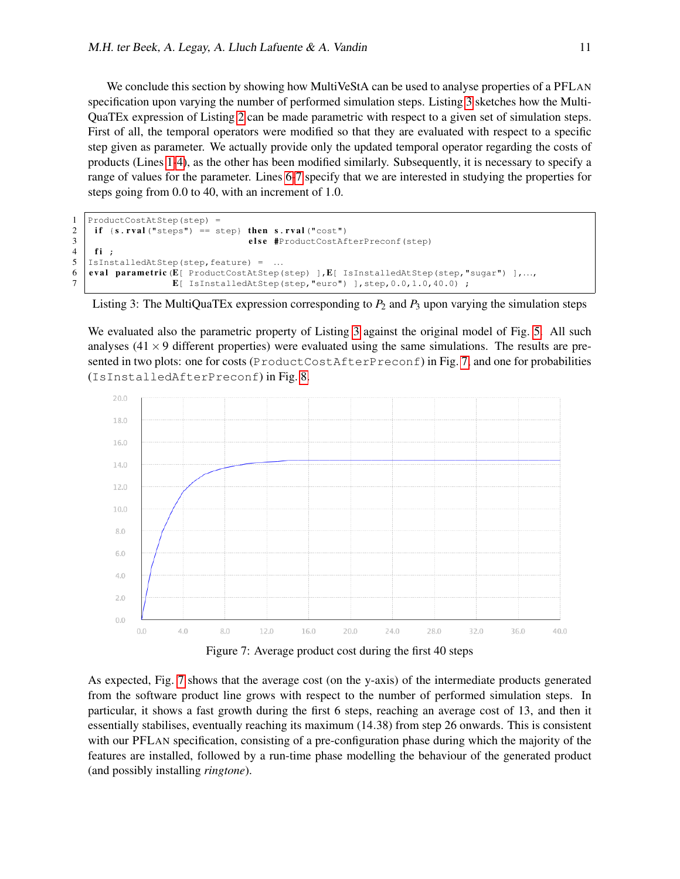We conclude this section by showing how MultiVeStA can be used to analyse properties of a PFLAN specification upon varying the number of performed simulation steps. Listing 3 sketches how the MultiQuaTEx expression of Listing 2 can be made parametric with respect to a given set of simulation steps. First of all, the temporal operators were modified so that they are evaluated with respect to a specific step given as parameter. We actually provide only the updated temporal operator regarding the costs of products (Lines 1-4), as the other has been modified similarly. Subsequently, it is necessary to specify a range of values for the parameter. Lines 6-7 specify that we are interested in studying the properties for steps going from 0.0 to 40, with an increment of 1.0.

```
1  ProductCostAtStep(step) =
2   if {s.rval("steps") == step} then s.rval("cost")
3                                else #ProductCostAfterPreconf(step)
4   fi ;
5  IsInstalledAtStep(step,feature) = ...
6  eval parametric(E[ ProductCostAtStep(step) ],E[ IsInstalledAtStep(step,"sugar") ],...,
7                  E[ IsInstalledAtStep(step,"euro") ],step,0.0,1.0,40.0) ;
```

Listing 3: The MultiQuaTEx expression corresponding to $P_2$ and $P_3$ upon varying the simulation steps

We evaluated also the parametric property of Listing 3 against the original model of Fig. 5. All such analyses ($41 \times 9$ different properties) were evaluated using the same simulations. The results are presented in two plots: one for costs (`ProductCostAfterPreconf`) in Fig. 7, and one for probabilities (`IsInstalledAfterPreconf`) in Fig. 8.

Figure 7: Average product cost during the first 40 steps

As expected, Fig. 7 shows that the average cost (on the y-axis) of the intermediate products generated from the software product line grows with respect to the number of performed simulation steps. In particular, it shows a fast growth during the first 6 steps, reaching an average cost of 13, and then it essentially stabilises, eventually reaching its maximum (14.38) from step 26 onwards. This is consistent with our PFLAN specification, consisting of a pre-configuration phase during which the majority of the features are installed, followed by a run-time phase modelling the behaviour of the generated product (and possibly installing *ringtone*).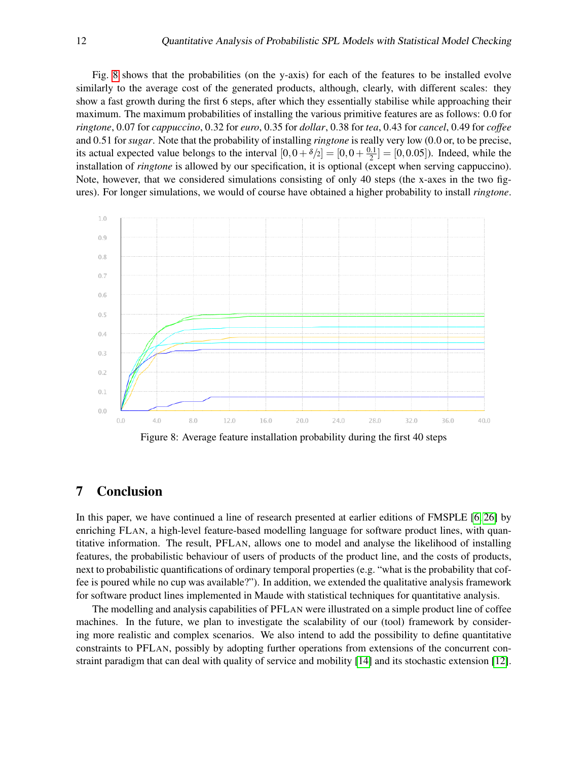Fig. 8 shows that the probabilities (on the y-axis) for each of the features to be installed evolve similarly to the average cost of the generated products, although, clearly, with different scales: they show a fast growth during the first 6 steps, after which they essentially stabilise while approaching their maximum. The maximum probabilities of installing the various primitive features are as follows: 0.0 for *ringtone*, 0.07 for *cappuccino*, 0.32 for *euro*, 0.35 for *dollar*, 0.38 for *tea*, 0.43 for *cancel*, 0.49 for *coffee* and 0.51 for *sugar*. Note that the probability of installing *ringtone* is really very low (0.0 or, to be precise, its actual expected value belongs to the interval $[0, 0+\delta/2] = [0, 0+\frac{0.1}{2}] = [0, 0.05]$). Indeed, while the installation of *ringtone* is allowed by our specification, it is optional (except when serving cappuccino). Note, however, that we considered simulations consisting of only 40 steps (the x-axes in the two figures). For longer simulations, we would of course have obtained a higher probability to install *ringtone*.

Figure 8: Average feature installation probability during the first 40 steps

# 7 Conclusion

In this paper, we have continued a line of research presented at earlier editions of FMSPLE [6, 26] by enriching FLAN, a high-level feature-based modelling language for software product lines, with quantitative information. The result, PFLAN, allows one to model and analyse the likelihood of installing features, the probabilistic behaviour of users of products of the product line, and the costs of products, next to probabilistic quantifications of ordinary temporal properties (e.g. "what is the probability that coffee is poured while no cup was available?"). In addition, we extended the qualitative analysis framework for software product lines implemented in Maude with statistical techniques for quantitative analysis.

The modelling and analysis capabilities of PFLAN were illustrated on a simple product line of coffee machines. In the future, we plan to investigate the scalability of our (tool) framework by considering more realistic and complex scenarios. We also intend to add the possibility to define quantitative constraints to PFLAN, possibly by adopting further operations from extensions of the concurrent constraint paradigm that can deal with quality of service and mobility [14] and its stochastic extension [12].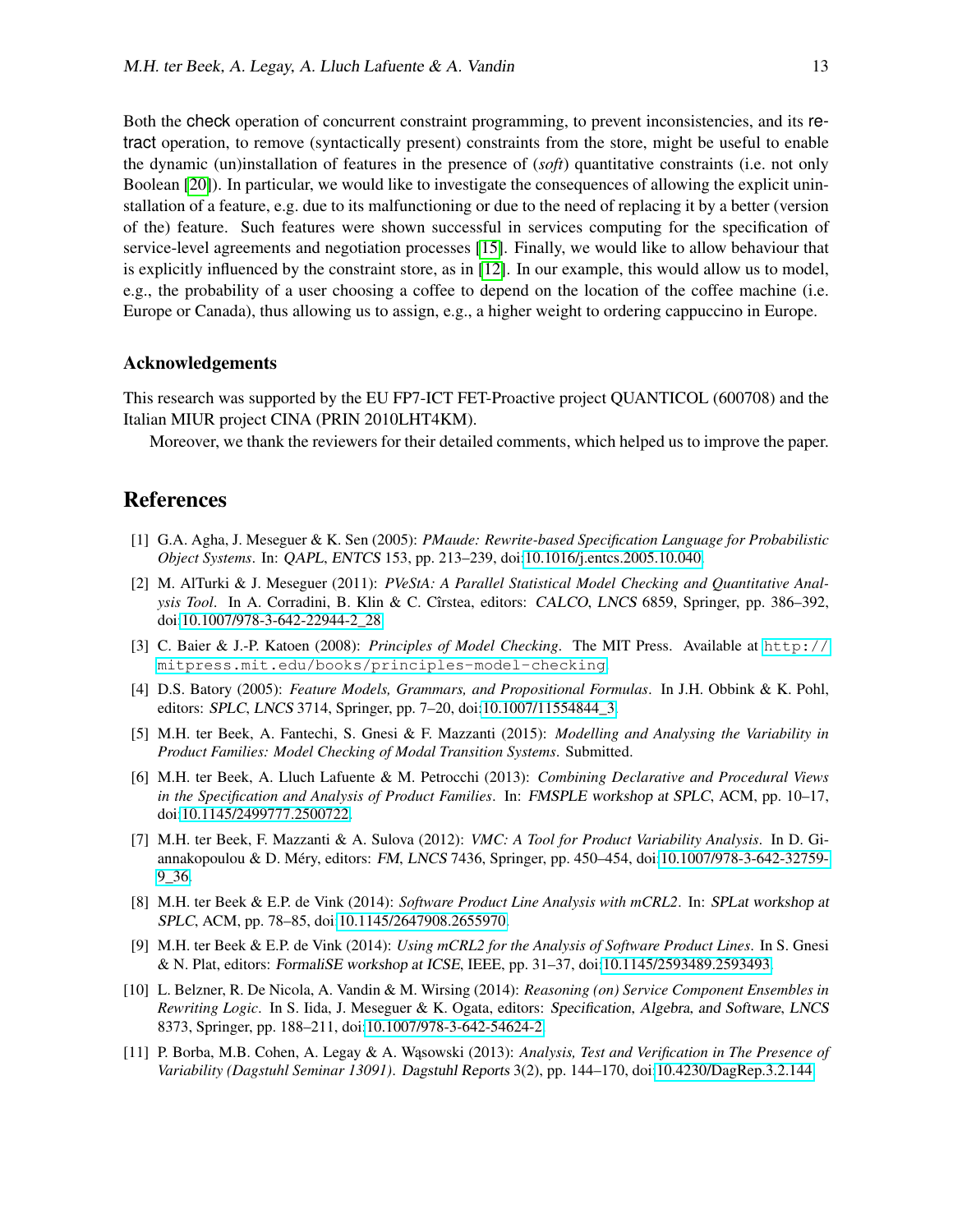Both the check operation of concurrent constraint programming, to prevent inconsistencies, and its retract operation, to remove (syntactically present) constraints from the store, might be useful to enable the dynamic (un)installation of features in the presence of (*soft*) quantitative constraints (i.e. not only Boolean [20]). In particular, we would like to investigate the consequences of allowing the explicit uninstallation of a feature, e.g. due to its malfunctioning or due to the need of replacing it by a better (version of the) feature. Such features were shown successful in services computing for the specification of service-level agreements and negotiation processes [15]. Finally, we would like to allow behaviour that is explicitly influenced by the constraint store, as in [12]. In our example, this would allow us to model, e.g., the probability of a user choosing a coffee to depend on the location of the coffee machine (i.e. Europe or Canada), thus allowing us to assign, e.g., a higher weight to ordering cappuccino in Europe.

### Acknowledgements

This research was supported by the EU FP7-ICT FET-Proactive project QUANTICOL (600708) and the Italian MIUR project CINA (PRIN 2010LHT4KM).

Moreover, we thank the reviewers for their detailed comments, which helped us to improve the paper.

## References

[1] G.A. Agha, J. Meseguer & K. Sen (2005): *PMaude: Rewrite-based Specification Language for Probabilistic Object Systems*. In: *QAPL*, *ENTCS* 153, pp. 213–239, doi:10.1016/j.entcs.2005.10.040.

[2] M. AlTurki & J. Meseguer (2011): *PVeStA: A Parallel Statistical Model Checking and Quantitative Analysis Tool*. In A. Corradini, B. Klin & C. Cîrstea, editors: *CALCO*, *LNCS* 6859, Springer, pp. 386–392, doi:10.1007/978-3-642-22944-2_28.

[3] C. Baier & J.-P. Katoen (2008): *Principles of Model Checking*. The MIT Press. Available at http://mitpress.mit.edu/books/principles-model-checking.

[4] D.S. Batory (2005): *Feature Models, Grammars, and Propositional Formulas*. In J.H. Obbink & K. Pohl, editors: *SPLC*, *LNCS* 3714, Springer, pp. 7–20, doi:10.1007/11554844_3.

[5] M.H. ter Beek, A. Fantechi, S. Gnesi & F. Mazzanti (2015): *Modelling and Analysing the Variability in Product Families: Model Checking of Modal Transition Systems*. Submitted.

[6] M.H. ter Beek, A. Lluch Lafuente & M. Petrocchi (2013): *Combining Declarative and Procedural Views in the Specification and Analysis of Product Families*. In: *FMSPLE workshop at SPLC*, ACM, pp. 10–17, doi:10.1145/2499777.2500722.

[7] M.H. ter Beek, F. Mazzanti & A. Sulova (2012): *VMC: A Tool for Product Variability Analysis*. In D. Giannakopoulou & D. Méry, editors: *FM*, *LNCS* 7436, Springer, pp. 450–454, doi:10.1007/978-3-642-32759-9_36.

[8] M.H. ter Beek & E.P. de Vink (2014): *Software Product Line Analysis with mCRL2*. In: *SPLat workshop at SPLC*, ACM, pp. 78–85, doi:10.1145/2647908.2655970.

[9] M.H. ter Beek & E.P. de Vink (2014): *Using mCRL2 for the Analysis of Software Product Lines*. In S. Gnesi & N. Plat, editors: *FormaliSE workshop at ICSE*, IEEE, pp. 31–37, doi:10.1145/2593489.2593493.

[10] L. Belzner, R. De Nicola, A. Vandin & M. Wirsing (2014): *Reasoning (on) Service Component Ensembles in Rewriting Logic*. In S. Iida, J. Meseguer & K. Ogata, editors: *Specification, Algebra, and Software*, *LNCS* 8373, Springer, pp. 188–211, doi:10.1007/978-3-642-54624-2.

[11] P. Borba, M.B. Cohen, A. Legay & A. Wąsowski (2013): *Analysis, Test and Verification in The Presence of Variability (Dagstuhl Seminar 13091)*. *Dagstuhl Reports* 3(2), pp. 144–170, doi:10.4230/DagRep.3.2.144.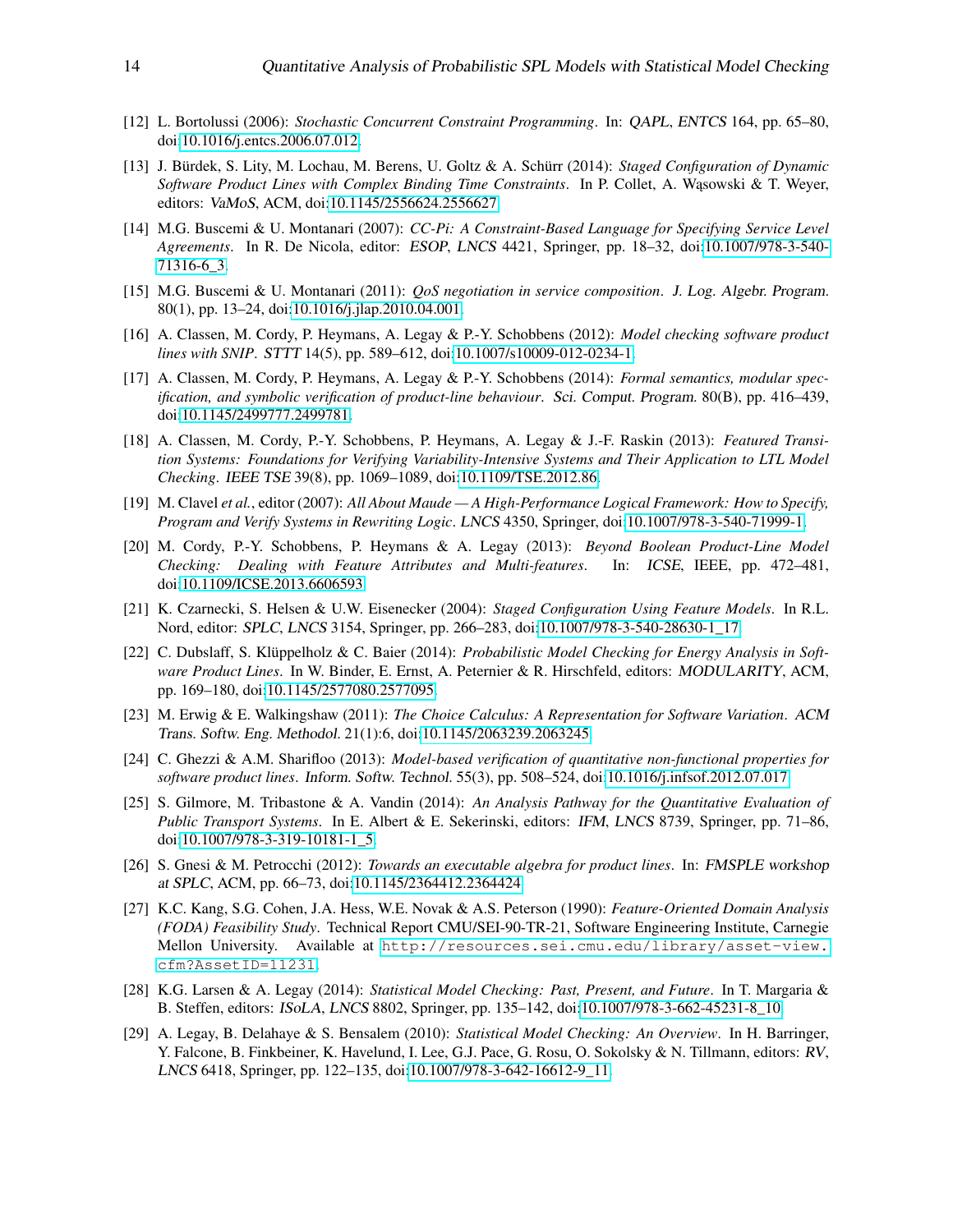[12] L. Bortolussi (2006): *Stochastic Concurrent Constraint Programming*. In: *QAPL*, *ENTCS* 164, pp. 65–80, doi:10.1016/j.entcs.2006.07.012.

[13] J. Bürdek, S. Lity, M. Lochau, M. Berens, U. Goltz & A. Schürr (2014): *Staged Configuration of Dynamic Software Product Lines with Complex Binding Time Constraints*. In P. Collet, A. Wąsowski & T. Weyer, editors: *VaMoS*, ACM, doi:10.1145/2556624.2556627.

[14] M.G. Buscemi & U. Montanari (2007): *CC-Pi: A Constraint-Based Language for Specifying Service Level Agreements*. In R. De Nicola, editor: *ESOP*, *LNCS* 4421, Springer, pp. 18–32, doi:10.1007/978-3-540-71316-6_3.

[15] M.G. Buscemi & U. Montanari (2011): *QoS negotiation in service composition*. *J. Log. Algebr. Program.* 80(1), pp. 13–24, doi:10.1016/j.jlap.2010.04.001.

[16] A. Classen, M. Cordy, P. Heymans, A. Legay & P.-Y. Schobbens (2012): *Model checking software product lines with SNIP*. *STTT* 14(5), pp. 589–612, doi:10.1007/s10009-012-0234-1.

[17] A. Classen, M. Cordy, P. Heymans, A. Legay & P.-Y. Schobbens (2014): *Formal semantics, modular specification, and symbolic verification of product-line behaviour*. *Sci. Comput. Program.* 80(B), pp. 416–439, doi:10.1145/2499777.2499781.

[18] A. Classen, M. Cordy, P.-Y. Schobbens, P. Heymans, A. Legay & J.-F. Raskin (2013): *Featured Transition Systems: Foundations for Verifying Variability-Intensive Systems and Their Application to LTL Model Checking*. *IEEE TSE* 39(8), pp. 1069–1089, doi:10.1109/TSE.2012.86.

[19] M. Clavel *et al.*, editor (2007): *All About Maude — A High-Performance Logical Framework: How to Specify, Program and Verify Systems in Rewriting Logic*. *LNCS* 4350, Springer, doi:10.1007/978-3-540-71999-1.

[20] M. Cordy, P.-Y. Schobbens, P. Heymans & A. Legay (2013): *Beyond Boolean Product-Line Model Checking: Dealing with Feature Attributes and Multi-features*. In: *ICSE*, IEEE, pp. 472–481, doi:10.1109/ICSE.2013.6606593.

[21] K. Czarnecki, S. Helsen & U.W. Eisenecker (2004): *Staged Configuration Using Feature Models*. In R.L. Nord, editor: *SPLC*, *LNCS* 3154, Springer, pp. 266–283, doi:10.1007/978-3-540-28630-1_17.

[22] C. Dubslaff, S. Klüppelholz & C. Baier (2014): *Probabilistic Model Checking for Energy Analysis in Software Product Lines*. In W. Binder, E. Ernst, A. Peternier & R. Hirschfeld, editors: *MODULARITY*, ACM, pp. 169–180, doi:10.1145/2577080.2577095.

[23] M. Erwig & E. Walkingshaw (2011): *The Choice Calculus: A Representation for Software Variation*. *ACM Trans. Softw. Eng. Methodol.* 21(1):6, doi:10.1145/2063239.2063245.

[24] C. Ghezzi & A.M. Sharifloo (2013): *Model-based verification of quantitative non-functional properties for software product lines*. *Inform. Softw. Technol.* 55(3), pp. 508–524, doi:10.1016/j.infsof.2012.07.017.

[25] S. Gilmore, M. Tribastone & A. Vandin (2014): *An Analysis Pathway for the Quantitative Evaluation of Public Transport Systems*. In E. Albert & E. Sekerinski, editors: *IFM*, *LNCS* 8739, Springer, pp. 71–86, doi:10.1007/978-3-319-10181-1_5.

[26] S. Gnesi & M. Petrocchi (2012): *Towards an executable algebra for product lines*. In: *FMSPLE workshop at SPLC*, ACM, pp. 66–73, doi:10.1145/2364412.2364424.

[27] K.C. Kang, S.G. Cohen, J.A. Hess, W.E. Novak & A.S. Peterson (1990): *Feature-Oriented Domain Analysis (FODA) Feasibility Study*. Technical Report CMU/SEI-90-TR-21, Software Engineering Institute, Carnegie Mellon University. Available at `http://resources.sei.cmu.edu/library/asset-view.cfm?AssetID=11231`.

[28] K.G. Larsen & A. Legay (2014): *Statistical Model Checking: Past, Present, and Future*. In T. Margaria & B. Steffen, editors: *ISoLA*, *LNCS* 8802, Springer, pp. 135–142, doi:10.1007/978-3-662-45231-8_10.

[29] A. Legay, B. Delahaye & S. Bensalem (2010): *Statistical Model Checking: An Overview*. In H. Barringer, Y. Falcone, B. Finkbeiner, K. Havelund, I. Lee, G.J. Pace, G. Rosu, O. Sokolsky & N. Tillmann, editors: *RV*, *LNCS* 6418, Springer, pp. 122–135, doi:10.1007/978-3-642-16612-9_11.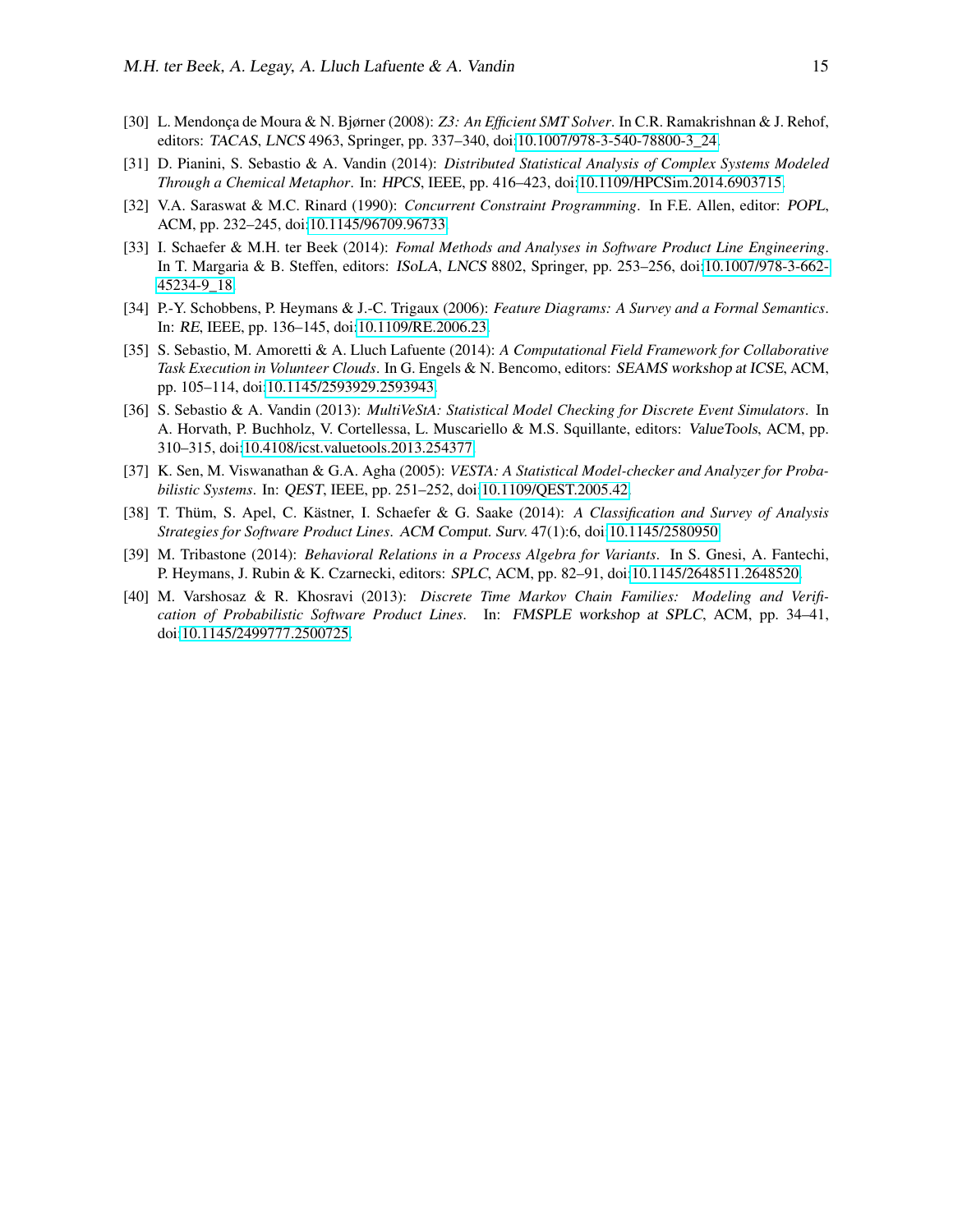[30] L. Mendonça de Moura & N. Bjørner (2008): *Z3: An Efficient SMT Solver*. In C.R. Ramakrishnan & J. Rehof, editors: *TACAS*, *LNCS* 4963, Springer, pp. 337–340, doi:10.1007/978-3-540-78800-3_24.

[31] D. Pianini, S. Sebastio & A. Vandin (2014): *Distributed Statistical Analysis of Complex Systems Modeled Through a Chemical Metaphor*. In: *HPCS*, IEEE, pp. 416–423, doi:10.1109/HPCSim.2014.6903715.

[32] V.A. Saraswat & M.C. Rinard (1990): *Concurrent Constraint Programming*. In F.E. Allen, editor: *POPL*, ACM, pp. 232–245, doi:10.1145/96709.96733.

[33] I. Schaefer & M.H. ter Beek (2014): *Fomal Methods and Analyses in Software Product Line Engineering*. In T. Margaria & B. Steffen, editors: *ISoLA*, *LNCS* 8802, Springer, pp. 253–256, doi:10.1007/978-3-662-45234-9_18.

[34] P.-Y. Schobbens, P. Heymans & J.-C. Trigaux (2006): *Feature Diagrams: A Survey and a Formal Semantics*. In: *RE*, IEEE, pp. 136–145, doi:10.1109/RE.2006.23.

[35] S. Sebastio, M. Amoretti & A. Lluch Lafuente (2014): *A Computational Field Framework for Collaborative Task Execution in Volunteer Clouds*. In G. Engels & N. Bencomo, editors: *SEAMS workshop at ICSE*, ACM, pp. 105–114, doi:10.1145/2593929.2593943.

[36] S. Sebastio & A. Vandin (2013): *MultiVeStA: Statistical Model Checking for Discrete Event Simulators*. In A. Horvath, P. Buchholz, V. Cortellessa, L. Muscariello & M.S. Squillante, editors: *ValueTools*, ACM, pp. 310–315, doi:10.4108/icst.valuetools.2013.254377.

[37] K. Sen, M. Viswanathan & G.A. Agha (2005): *VESTA: A Statistical Model-checker and Analyzer for Probabilistic Systems*. In: *QEST*, IEEE, pp. 251–252, doi:10.1109/QEST.2005.42.

[38] T. Thüm, S. Apel, C. Kästner, I. Schaefer & G. Saake (2014): *A Classification and Survey of Analysis Strategies for Software Product Lines*. *ACM Comput. Surv.* 47(1):6, doi:10.1145/2580950.

[39] M. Tribastone (2014): *Behavioral Relations in a Process Algebra for Variants*. In S. Gnesi, A. Fantechi, P. Heymans, J. Rubin & K. Czarnecki, editors: *SPLC*, ACM, pp. 82–91, doi:10.1145/2648511.2648520.

[40] M. Varshosaz & R. Khosravi (2013): *Discrete Time Markov Chain Families: Modeling and Verification of Probabilistic Software Product Lines*. In: *FMSPLE workshop at SPLC*, ACM, pp. 34–41, doi:10.1145/2499777.2500725.